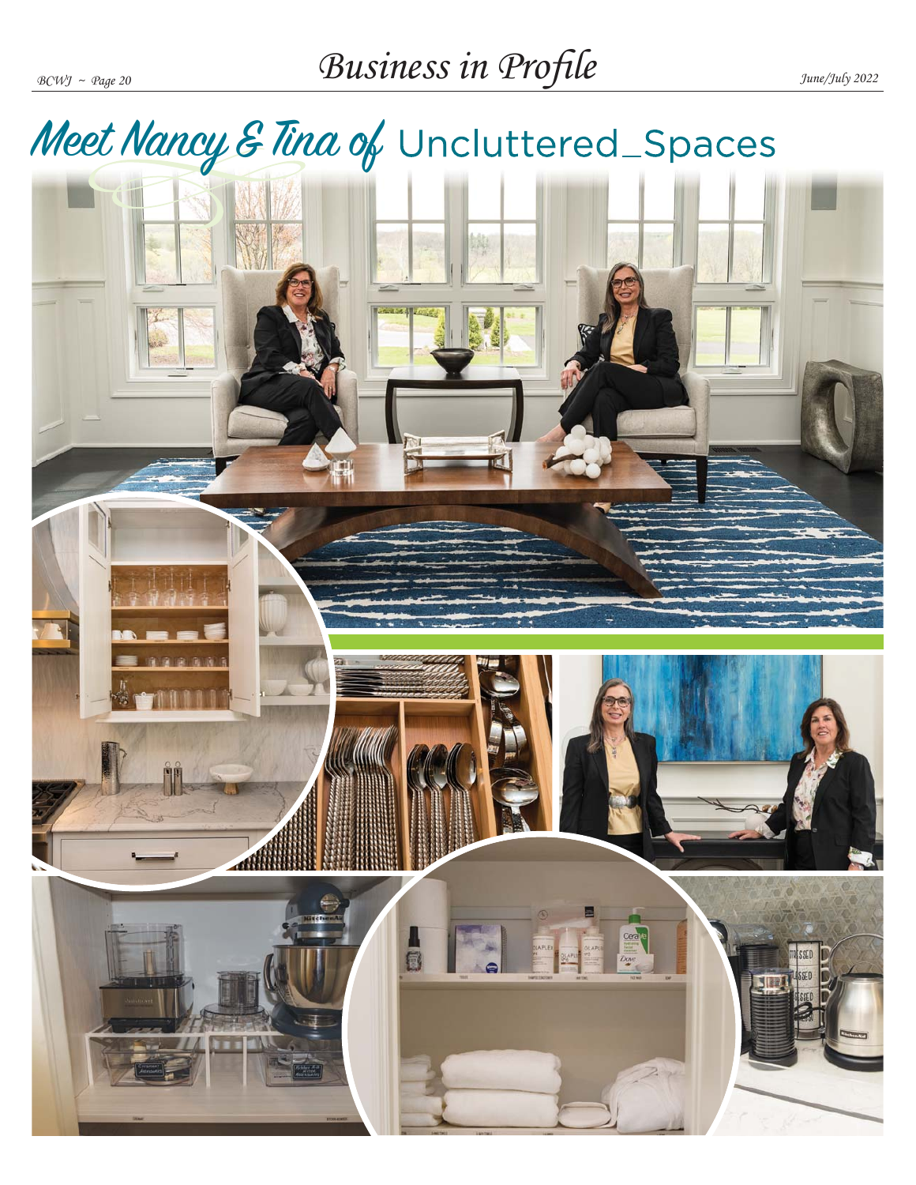# Meet Nancy & Tina of Uncluttered_Spaces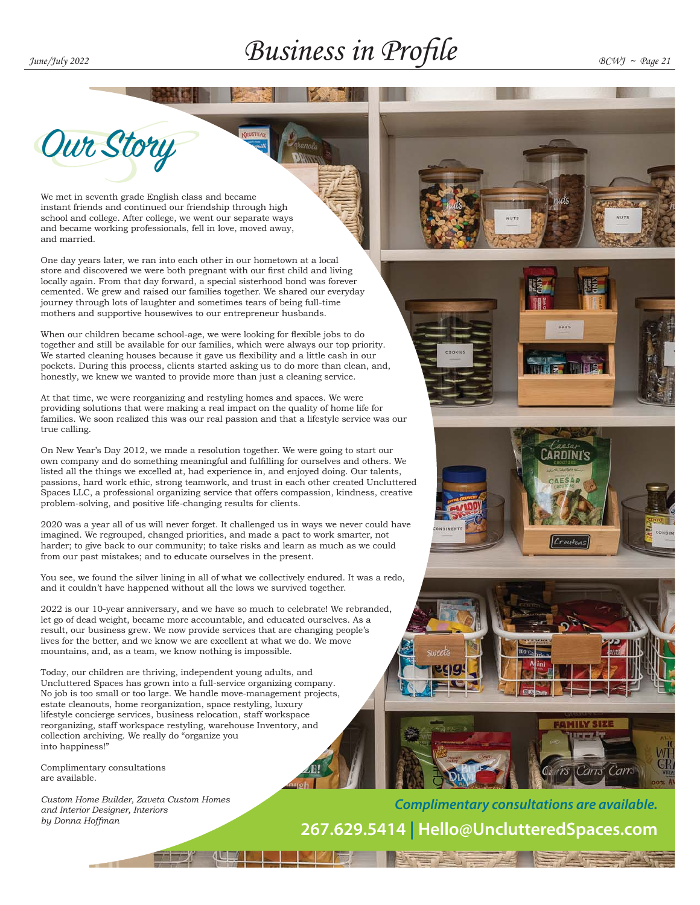# Our Story

We met in seventh grade English class and became instant friends and continued our friendship through high school and college. After college, we went our separate ways and became working professionals, fell in love, moved away, and married.

One day years later, we ran into each other in our hometown at a local store and discovered we were both pregnant with our first child and living locally again. From that day forward, a special sisterhood bond was forever cemented. We grew and raised our families together. We shared our everyday journey through lots of laughter and sometimes tears of being full-time mothers and supportive housewives to our entrepreneur husbands.

When our children became school-age, we were looking for flexible jobs to do together and still be available for our families, which were always our top priority. We started cleaning houses because it gave us flexibility and a little cash in our pockets. During this process, clients started asking us to do more than clean, and, honestly, we knew we wanted to provide more than just a cleaning service.

At that time, we were reorganizing and restyling homes and spaces. We were providing solutions that were making a real impact on the quality of home life for families. We soon realized this was our real passion and that a lifestyle service was our true calling.

On New Year's Day 2012, we made a resolution together. We were going to start our own company and do something meaningful and fulfilling for ourselves and others. We listed all the things we excelled at, had experience in, and enjoyed doing. Our talents, passions, hard work ethic, strong teamwork, and trust in each other created Uncluttered Spaces LLC, a professional organizing service that offers compassion, kindness, creative problem-solving, and positive life-changing results for clients.

2020 was a year all of us will never forget. It challenged us in ways we never could have imagined. We regrouped, changed priorities, and made a pact to work smarter, not harder; to give back to our community; to take risks and learn as much as we could from our past mistakes; and to educate ourselves in the present.

You see, we found the silver lining in all of what we collectively endured. It was a redo, and it couldn't have happened without all the lows we survived together.

2022 is our 10-year anniversary, and we have so much to celebrate! We rebranded, let go of dead weight, became more accountable, and educated ourselves. As a result, our business grew. We now provide services that are changing people's lives for the better, and we know we are excellent at what we do. We move mountains, and, as a team, we know nothing is impossible.

Today, our children are thriving, independent young adults, and Uncluttered Spaces has grown into a full-service organizing company. No job is too small or too large. We handle move-management projects, estate cleanouts, home reorganization, space restyling, luxury lifestyle concierge services, business relocation, staff workspace reorganizing, staff workspace restyling, warehouse Inventory, and collection archiving. We really do "organize you into happiness!"

Complimentary consultations are available.

*Custom Home Builder, Zaveta Custom Homes and Interior Designer, Interiors by Donna Hoffman*

***Complimentary consultations are available.***

**267.629.5414 | Hello@UnclutteredSpaces.com**